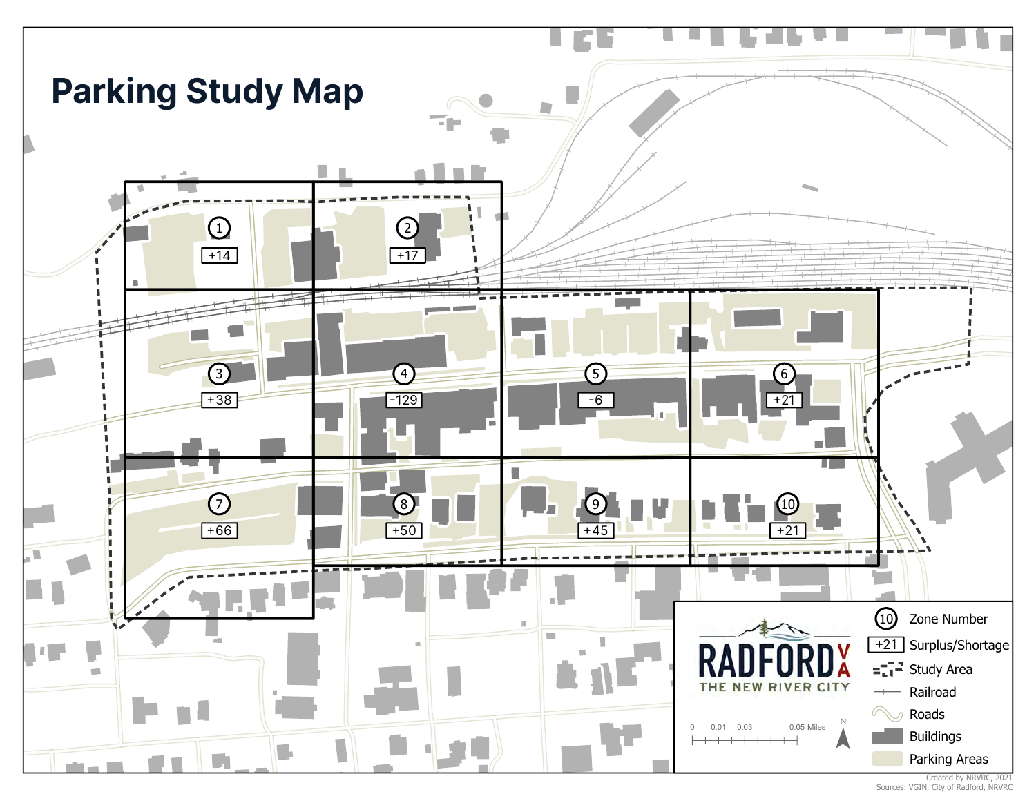# Parking Study Map

| Zone Number | Surplus/Shortage |
|---|---|
| 1 | +14 |
| 2 | +17 |
| 3 | +38 |
| 4 | -129 |
| 5 | -6 |
| 6 | +21 |
| 7 | +66 |
| 8 | +50 |
| 9 | +45 |
| 10 | +21 |

Legend:
- Zone Number
- Surplus/Shortage
- Study Area
- Railroad
- Roads
- Buildings
- Parking Areas

RADFORD VA
THE NEW RIVER CITY

0 0.01 0.03 0.05 Miles

N

Created by NRVRC, 2021
Sources: VGIN, City of Radford, NRVRC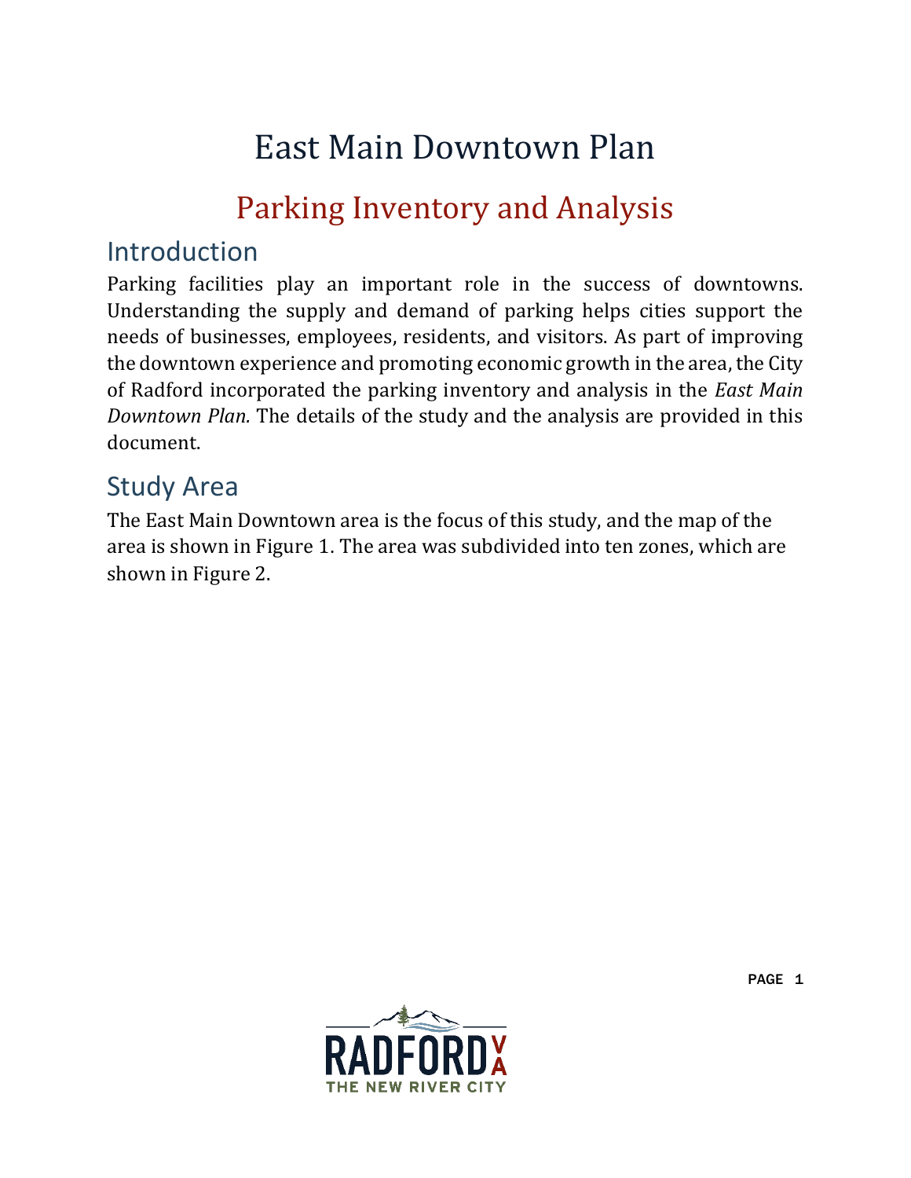# East Main Downtown Plan

## Parking Inventory and Analysis

### Introduction

Parking facilities play an important role in the success of downtowns. Understanding the supply and demand of parking helps cities support the needs of businesses, employees, residents, and visitors. As part of improving the downtown experience and promoting economic growth in the area, the City of Radford incorporated the parking inventory and analysis in the *East Main Downtown Plan.* The details of the study and the analysis are provided in this document.

### Study Area

The East Main Downtown area is the focus of this study, and the map of the area is shown in Figure 1. The area was subdivided into ten zones, which are shown in Figure 2.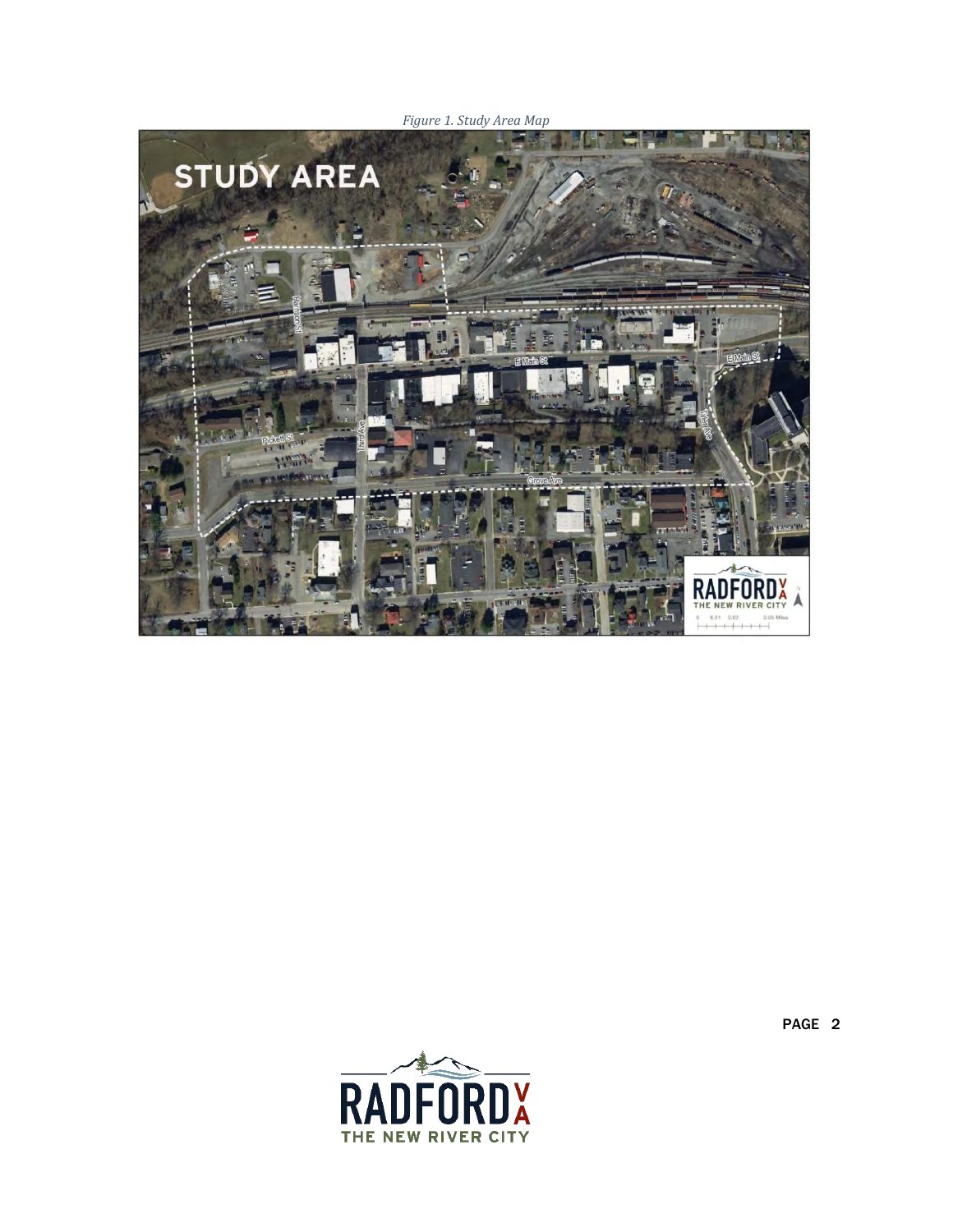*Figure 1. Study Area Map*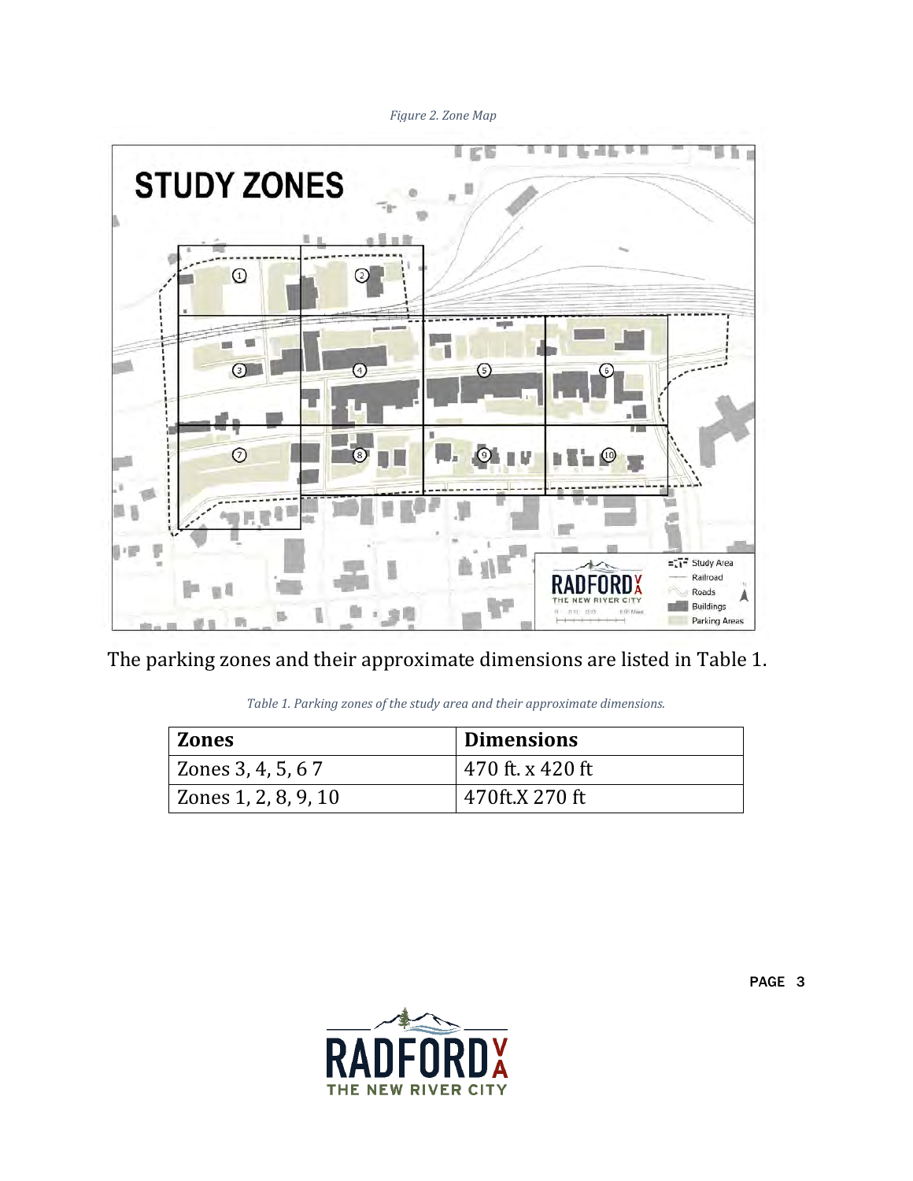*Figure 2. Zone Map*

The parking zones and their approximate dimensions are listed in Table 1.

*Table 1. Parking zones of the study area and their approximate dimensions.*

| Zones | Dimensions |
| --- | --- |
| Zones 3, 4, 5, 6 7 | 470 ft. x 420 ft |
| Zones 1, 2, 8, 9, 10 | 470ft.X 270 ft |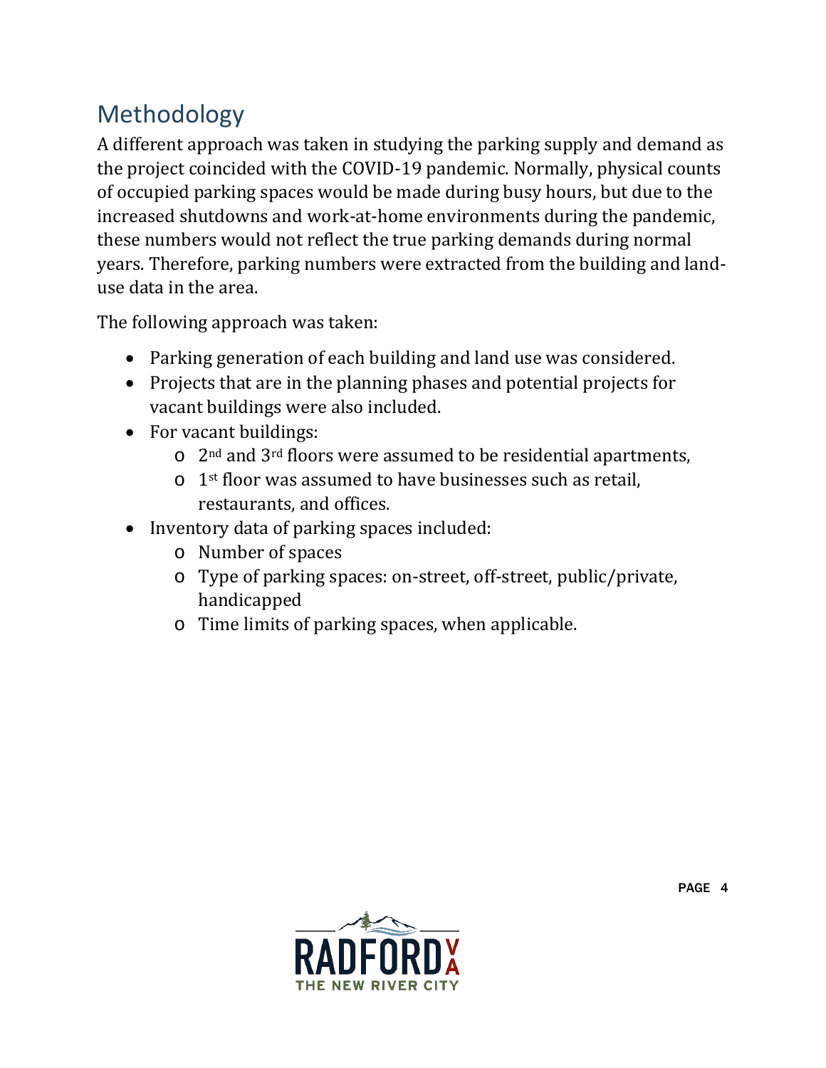# Methodology

A different approach was taken in studying the parking supply and demand as the project coincided with the COVID-19 pandemic. Normally, physical counts of occupied parking spaces would be made during busy hours, but due to the increased shutdowns and work-at-home environments during the pandemic, these numbers would not reflect the true parking demands during normal years. Therefore, parking numbers were extracted from the building and land-use data in the area.

The following approach was taken:

- Parking generation of each building and land use was considered.
- Projects that are in the planning phases and potential projects for vacant buildings were also included.
- For vacant buildings:
  - 2nd and 3rd floors were assumed to be residential apartments,
  - 1st floor was assumed to have businesses such as retail, restaurants, and offices.
- Inventory data of parking spaces included:
  - Number of spaces
  - Type of parking spaces: on-street, off-street, public/private, handicapped
  - Time limits of parking spaces, when applicable.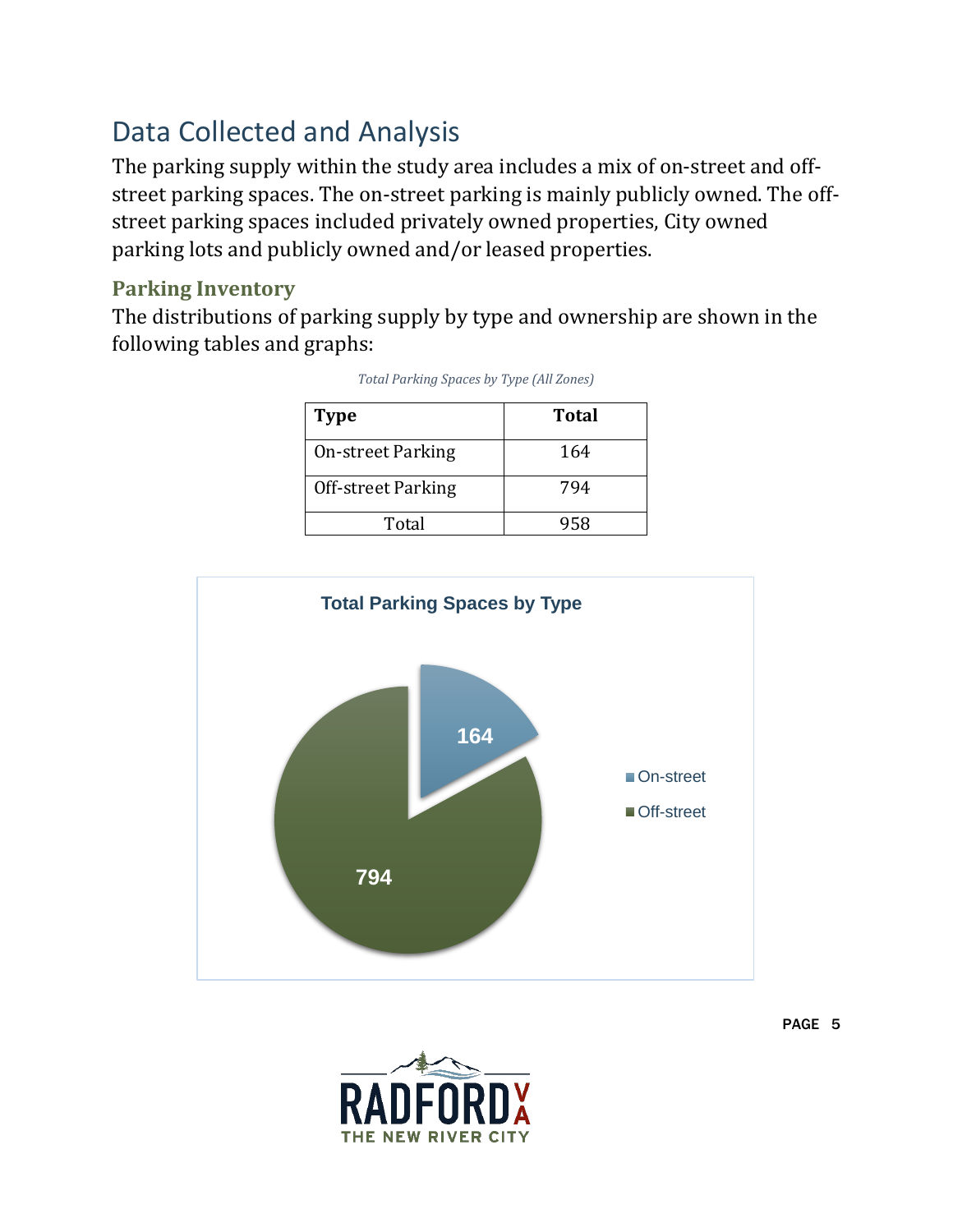# Data Collected and Analysis

The parking supply within the study area includes a mix of on-street and off-street parking spaces. The on-street parking is mainly publicly owned. The off-street parking spaces included privately owned properties, City owned parking lots and publicly owned and/or leased properties.

## Parking Inventory

The distributions of parking supply by type and ownership are shown in the following tables and graphs:

*Total Parking Spaces by Type (All Zones)*

| Type | Total |
| --- | --- |
| On-street Parking | 164 |
| Off-street Parking | 794 |
| Total | 958 |

**Total Parking Spaces by Type**

| | |
| --- | --- |
| On-street | 164 |
| Off-street | 794 |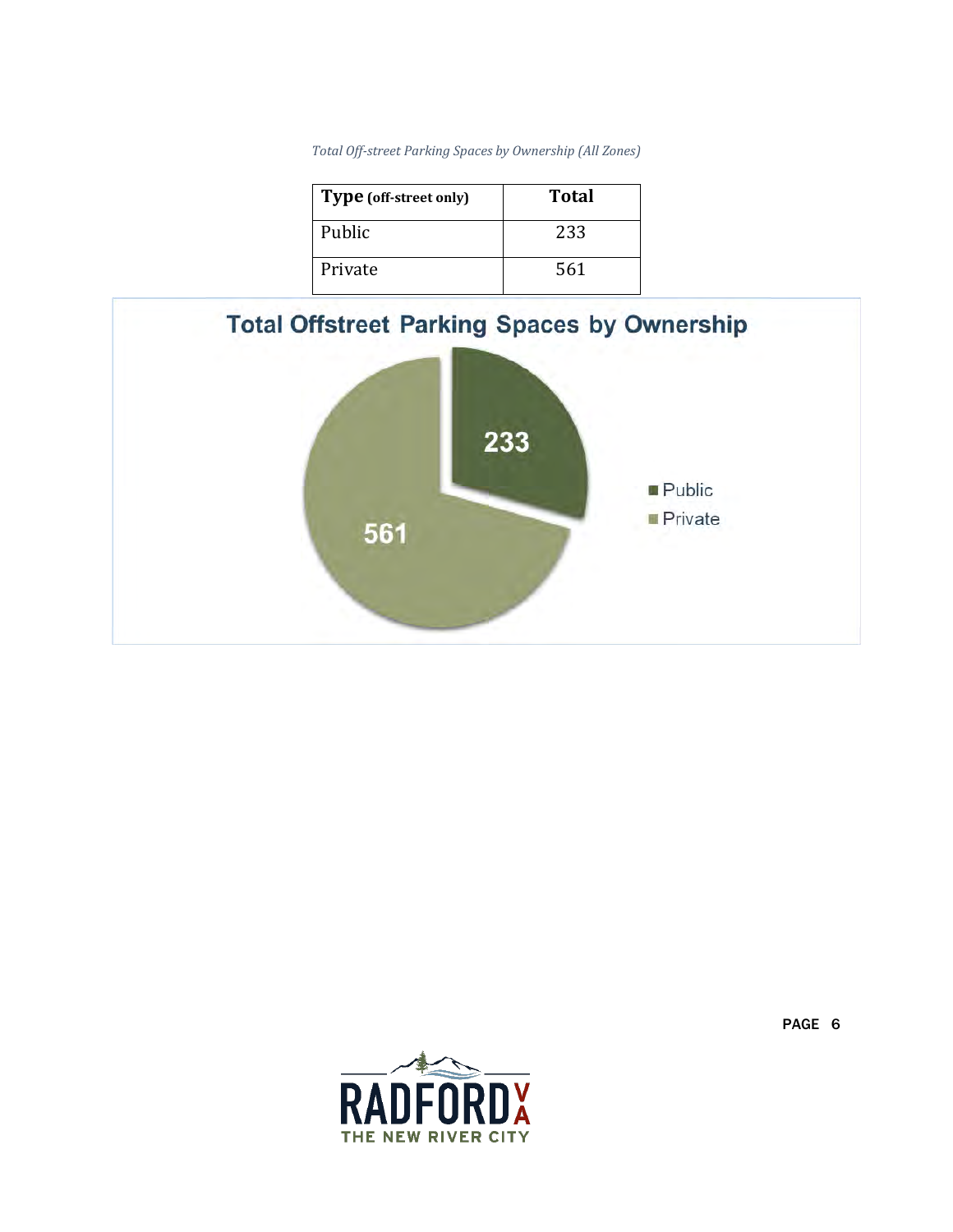*Total Off-street Parking Spaces by Ownership (All Zones)*

| Type (off-street only) | Total |
|---|---|
| Public | 233 |
| Private | 561 |

Total Offstreet Parking Spaces by Ownership

233

561

Public

Private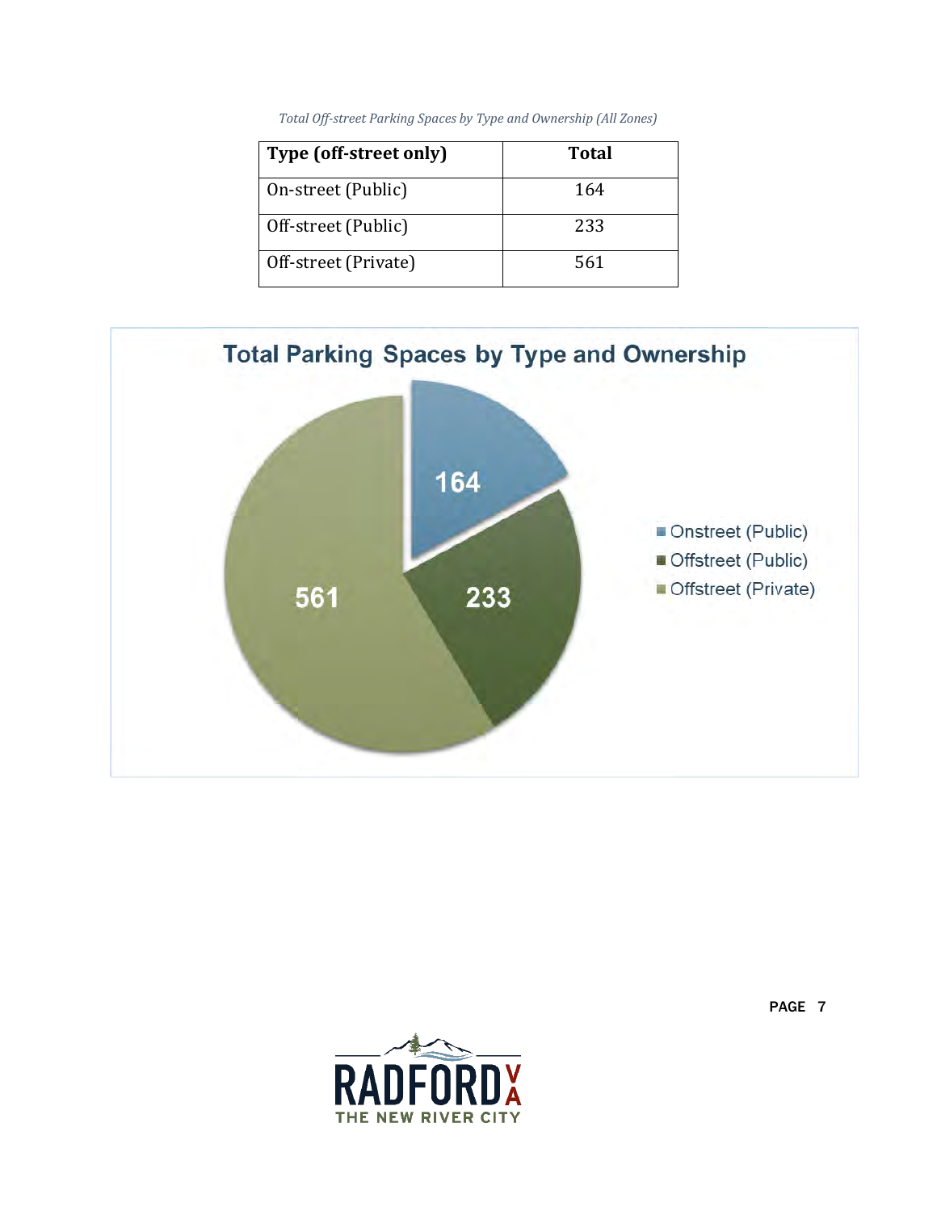*Total Off-street Parking Spaces by Type and Ownership (All Zones)*

| Type (off-street only) | Total |
|---|---|
| On-street (Public) | 164 |
| Off-street (Public) | 233 |
| Off-street (Private) | 561 |

**Total Parking Spaces by Type and Ownership**

| Type | Total |
|---|---|
| Onstreet (Public) | 164 |
| Offstreet (Public) | 233 |
| Offstreet (Private) | 561 |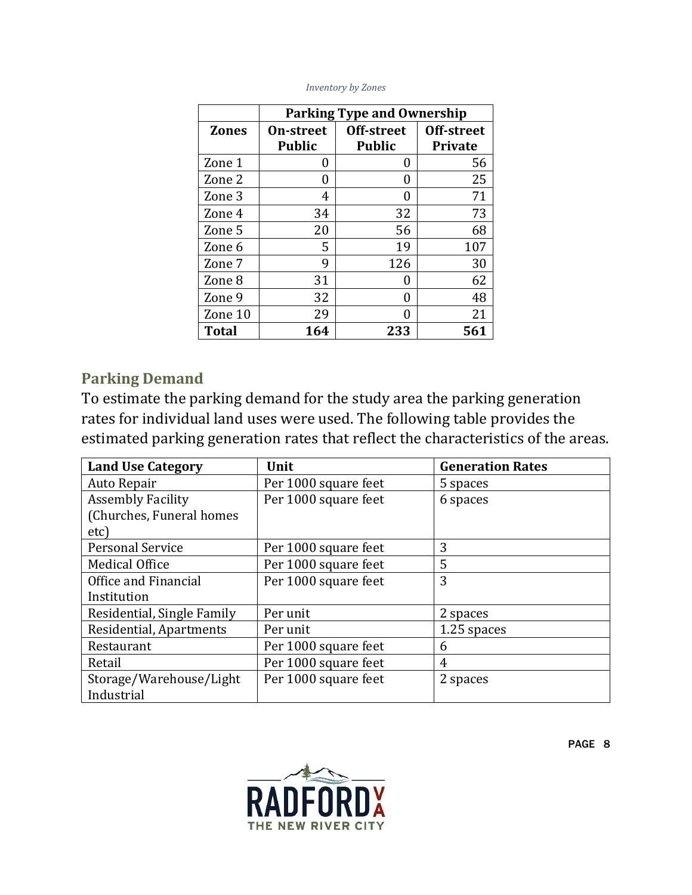*Inventory by Zones*

| | Parking Type and Ownership | | |
|---|---|---|---|
| **Zones** | **On-street Public** | **Off-street Public** | **Off-street Private** |
| Zone 1 | 0 | 0 | 56 |
| Zone 2 | 0 | 0 | 25 |
| Zone 3 | 4 | 0 | 71 |
| Zone 4 | 34 | 32 | 73 |
| Zone 5 | 20 | 56 | 68 |
| Zone 6 | 5 | 19 | 107 |
| Zone 7 | 9 | 126 | 30 |
| Zone 8 | 31 | 0 | 62 |
| Zone 9 | 32 | 0 | 48 |
| Zone 10 | 29 | 0 | 21 |
| **Total** | **164** | **233** | **561** |

## Parking Demand

To estimate the parking demand for the study area the parking generation rates for individual land uses were used. The following table provides the estimated parking generation rates that reflect the characteristics of the areas.

| Land Use Category | Unit | Generation Rates |
|---|---|---|
| Auto Repair | Per 1000 square feet | 5 spaces |
| Assembly Facility (Churches, Funeral homes etc) | Per 1000 square feet | 6 spaces |
| Personal Service | Per 1000 square feet | 3 |
| Medical Office | Per 1000 square feet | 5 |
| Office and Financial Institution | Per 1000 square feet | 3 |
| Residential, Single Family | Per unit | 2 spaces |
| Residential, Apartments | Per unit | 1.25 spaces |
| Restaurant | Per 1000 square feet | 6 |
| Retail | Per 1000 square feet | 4 |
| Storage/Warehouse/Light Industrial | Per 1000 square feet | 2 spaces |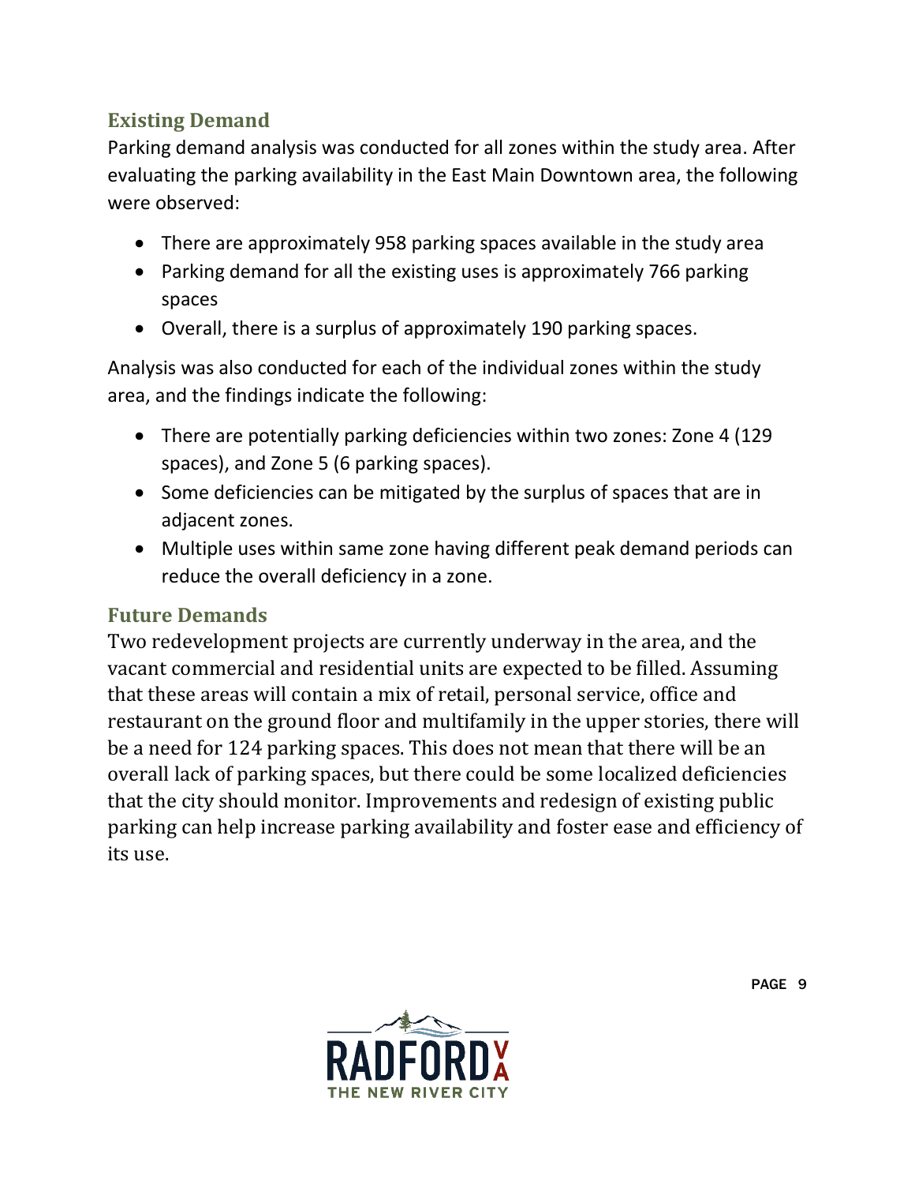## Existing Demand

Parking demand analysis was conducted for all zones within the study area. After evaluating the parking availability in the East Main Downtown area, the following were observed:

- There are approximately 958 parking spaces available in the study area
- Parking demand for all the existing uses is approximately 766 parking spaces
- Overall, there is a surplus of approximately 190 parking spaces.

Analysis was also conducted for each of the individual zones within the study area, and the findings indicate the following:

- There are potentially parking deficiencies within two zones: Zone 4 (129 spaces), and Zone 5 (6 parking spaces).
- Some deficiencies can be mitigated by the surplus of spaces that are in adjacent zones.
- Multiple uses within same zone having different peak demand periods can reduce the overall deficiency in a zone.

## Future Demands

Two redevelopment projects are currently underway in the area, and the vacant commercial and residential units are expected to be filled. Assuming that these areas will contain a mix of retail, personal service, office and restaurant on the ground floor and multifamily in the upper stories, there will be a need for 124 parking spaces. This does not mean that there will be an overall lack of parking spaces, but there could be some localized deficiencies that the city should monitor. Improvements and redesign of existing public parking can help increase parking availability and foster ease and efficiency of its use.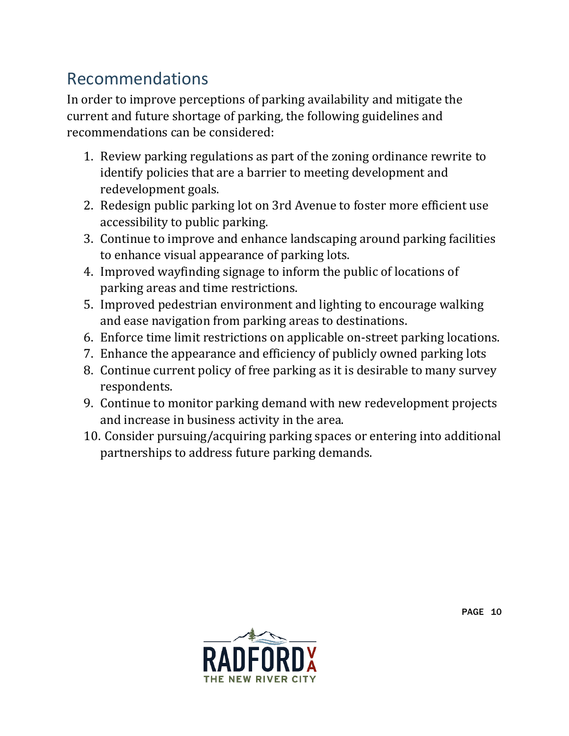## Recommendations

In order to improve perceptions of parking availability and mitigate the current and future shortage of parking, the following guidelines and recommendations can be considered:

1. Review parking regulations as part of the zoning ordinance rewrite to identify policies that are a barrier to meeting development and redevelopment goals.
2. Redesign public parking lot on 3rd Avenue to foster more efficient use accessibility to public parking.
3. Continue to improve and enhance landscaping around parking facilities to enhance visual appearance of parking lots.
4. Improved wayfinding signage to inform the public of locations of parking areas and time restrictions.
5. Improved pedestrian environment and lighting to encourage walking and ease navigation from parking areas to destinations.
6. Enforce time limit restrictions on applicable on-street parking locations.
7. Enhance the appearance and efficiency of publicly owned parking lots
8. Continue current policy of free parking as it is desirable to many survey respondents.
9. Continue to monitor parking demand with new redevelopment projects and increase in business activity in the area.
10. Consider pursuing/acquiring parking spaces or entering into additional partnerships to address future parking demands.